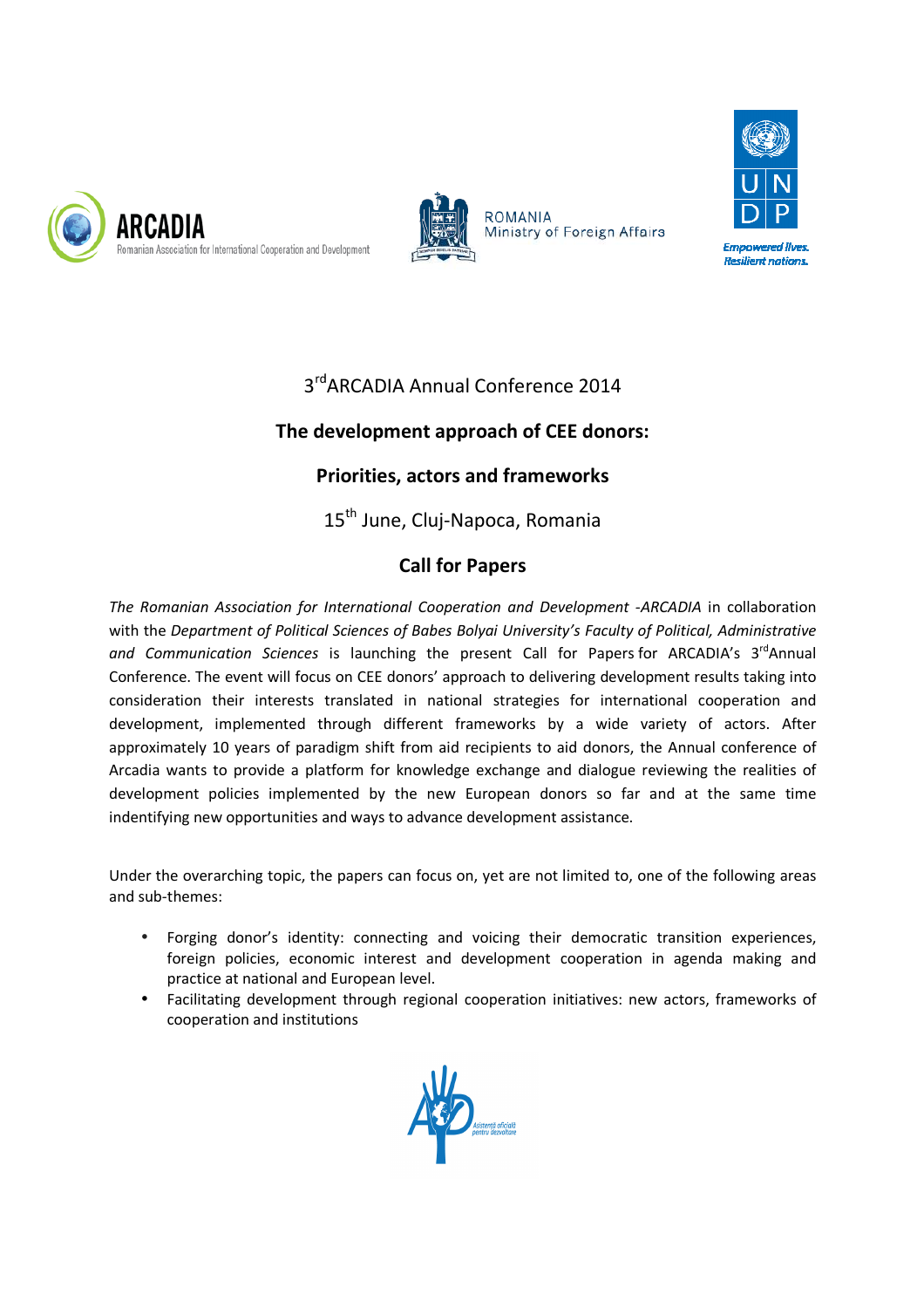3rd ARCADIA Annual Conference 2014

# The development approach of CEE donors:

## Priorities, actors and frameworks

15th June, Cluj-Napoca, Romania

## Call for Papers

*The Romanian Association for International Cooperation and Development -ARCADIA* in collaboration with the *Department of Political Sciences of Babes Bolyai University's Faculty of Political, Administrative and Communication Sciences* is launching the present Call for Papers for ARCADIA's 3rd Annual Conference. The event will focus on CEE donors' approach to delivering development results taking into consideration their interests translated in national strategies for international cooperation and development, implemented through different frameworks by a wide variety of actors. After approximately 10 years of paradigm shift from aid recipients to aid donors, the Annual conference of Arcadia wants to provide a platform for knowledge exchange and dialogue reviewing the realities of development policies implemented by the new European donors so far and at the same time indentifying new opportunities and ways to advance development assistance.

Under the overarching topic, the papers can focus on, yet are not limited to, one of the following areas and sub-themes:

- Forging donor's identity: connecting and voicing their democratic transition experiences, foreign policies, economic interest and development cooperation in agenda making and practice at national and European level.
- Facilitating development through regional cooperation initiatives: new actors, frameworks of cooperation and institutions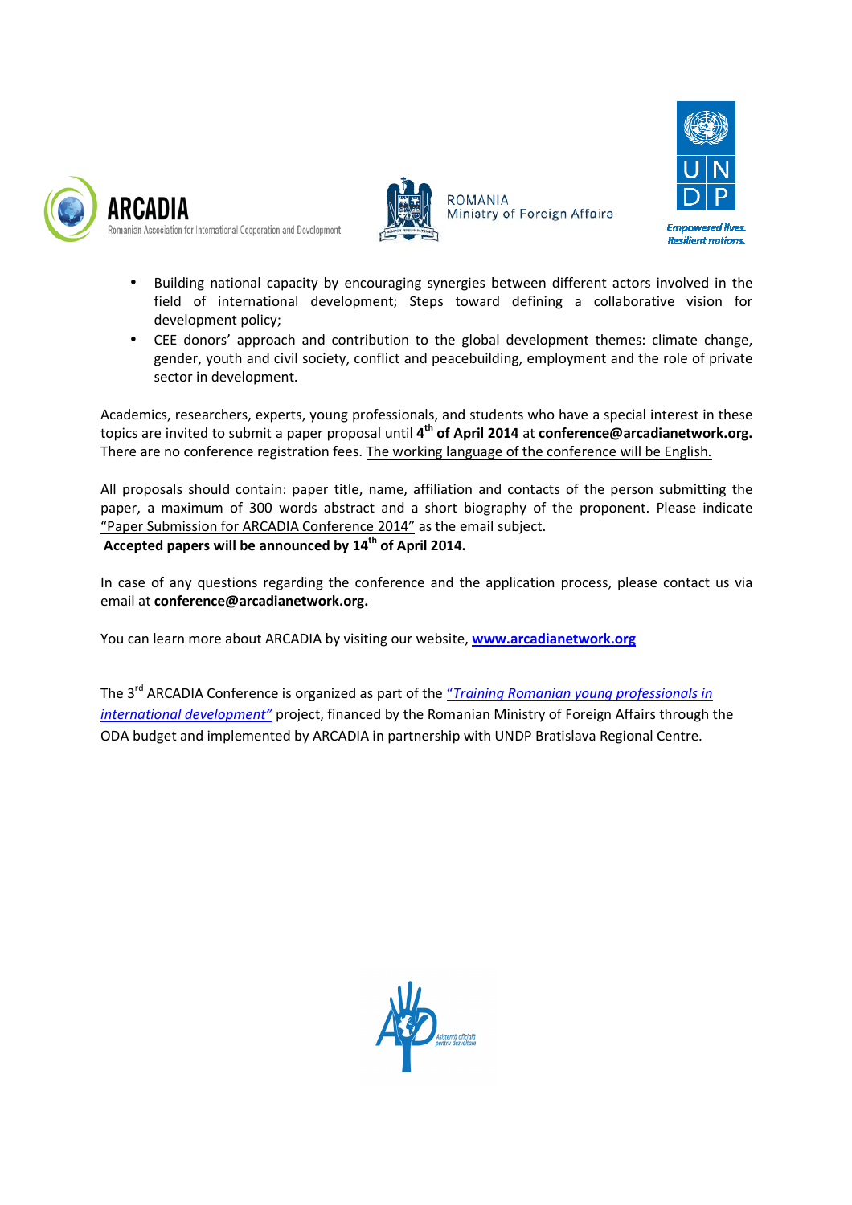- Building national capacity by encouraging synergies between different actors involved in the field of international development; Steps toward defining a collaborative vision for development policy;
- CEE donors' approach and contribution to the global development themes: climate change, gender, youth and civil society, conflict and peacebuilding, employment and the role of private sector in development.

Academics, researchers, experts, young professionals, and students who have a special interest in these topics are invited to submit a paper proposal until **4th of April 2014** at **conference@arcadianetwork.org.** There are no conference registration fees. The working language of the conference will be English.

All proposals should contain: paper title, name, affiliation and contacts of the person submitting the paper, a maximum of 300 words abstract and a short biography of the proponent. Please indicate "Paper Submission for ARCADIA Conference 2014" as the email subject.
**Accepted papers will be announced by 14th of April 2014.**

In case of any questions regarding the conference and the application process, please contact us via email at **conference@arcadianetwork.org.**

You can learn more about ARCADIA by visiting our website, **www.arcadianetwork.org**

The 3rd ARCADIA Conference is organized as part of the *"Training Romanian young professionals in international development"* project, financed by the Romanian Ministry of Foreign Affairs through the ODA budget and implemented by ARCADIA in partnership with UNDP Bratislava Regional Centre.